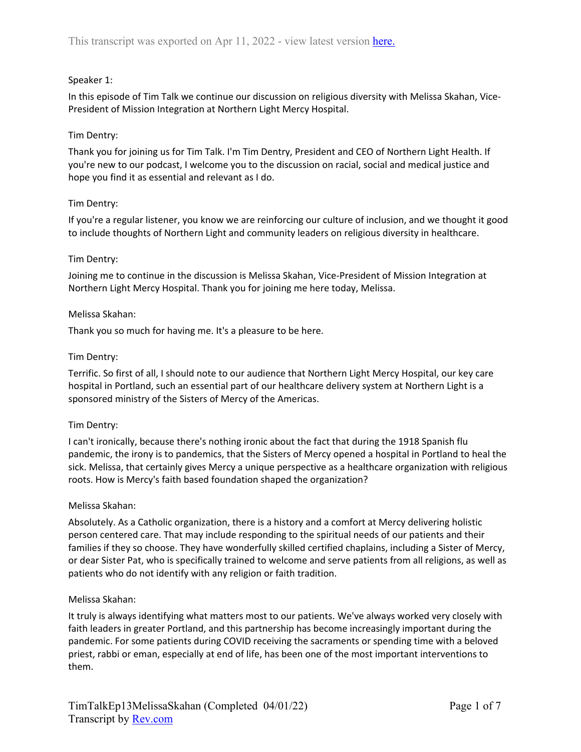This transcript was exported on Apr 11, 2022 - view latest version here.

Speaker 1:

In this episode of Tim Talk we continue our discussion on religious diversity with Melissa Skahan, Vice-President of Mission Integration at Northern Light Mercy Hospital.

Tim Dentry:

Thank you for joining us for Tim Talk. I'm Tim Dentry, President and CEO of Northern Light Health. If you're new to our podcast, I welcome you to the discussion on racial, social and medical justice and hope you find it as essential and relevant as I do.

Tim Dentry:

If you're a regular listener, you know we are reinforcing our culture of inclusion, and we thought it good to include thoughts of Northern Light and community leaders on religious diversity in healthcare.

Tim Dentry:

Joining me to continue in the discussion is Melissa Skahan, Vice-President of Mission Integration at Northern Light Mercy Hospital. Thank you for joining me here today, Melissa.

Melissa Skahan:

Thank you so much for having me. It's a pleasure to be here.

Tim Dentry:

Terrific. So first of all, I should note to our audience that Northern Light Mercy Hospital, our key care hospital in Portland, such an essential part of our healthcare delivery system at Northern Light is a sponsored ministry of the Sisters of Mercy of the Americas.

Tim Dentry:

I can't ironically, because there's nothing ironic about the fact that during the 1918 Spanish flu pandemic, the irony is to pandemics, that the Sisters of Mercy opened a hospital in Portland to heal the sick. Melissa, that certainly gives Mercy a unique perspective as a healthcare organization with religious roots. How is Mercy's faith based foundation shaped the organization?

Melissa Skahan:

Absolutely. As a Catholic organization, there is a history and a comfort at Mercy delivering holistic person centered care. That may include responding to the spiritual needs of our patients and their families if they so choose. They have wonderfully skilled certified chaplains, including a Sister of Mercy, or dear Sister Pat, who is specifically trained to welcome and serve patients from all religions, as well as patients who do not identify with any religion or faith tradition.

Melissa Skahan:

It truly is always identifying what matters most to our patients. We've always worked very closely with faith leaders in greater Portland, and this partnership has become increasingly important during the pandemic. For some patients during COVID receiving the sacraments or spending time with a beloved priest, rabbi or eman, especially at end of life, has been one of the most important interventions to them.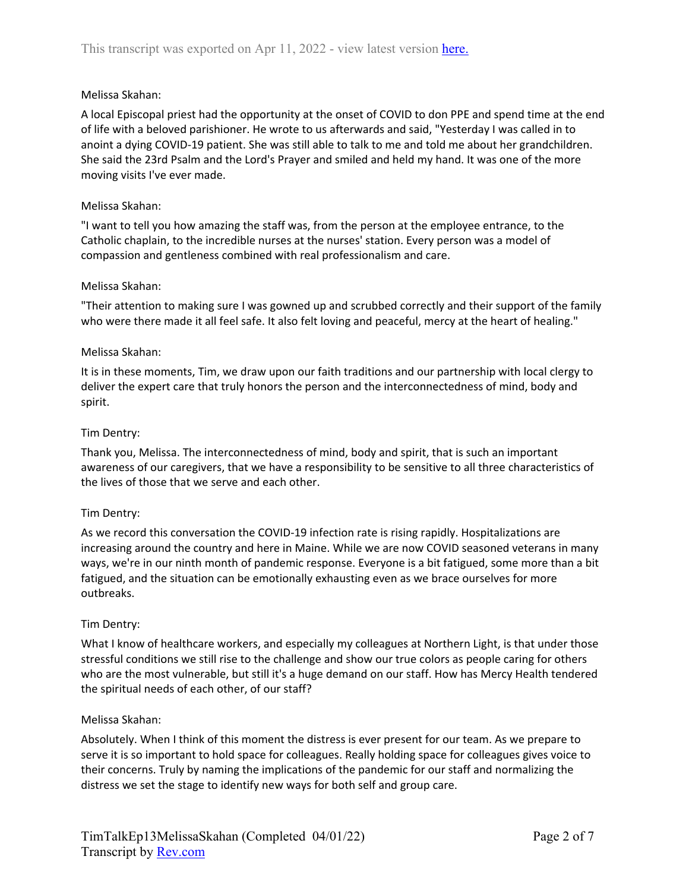Melissa Skahan:

A local Episcopal priest had the opportunity at the onset of COVID to don PPE and spend time at the end of life with a beloved parishioner. He wrote to us afterwards and said, "Yesterday I was called in to anoint a dying COVID-19 patient. She was still able to talk to me and told me about her grandchildren. She said the 23rd Psalm and the Lord's Prayer and smiled and held my hand. It was one of the more moving visits I've ever made.

Melissa Skahan:

"I want to tell you how amazing the staff was, from the person at the employee entrance, to the Catholic chaplain, to the incredible nurses at the nurses' station. Every person was a model of compassion and gentleness combined with real professionalism and care.

Melissa Skahan:

"Their attention to making sure I was gowned up and scrubbed correctly and their support of the family who were there made it all feel safe. It also felt loving and peaceful, mercy at the heart of healing."

Melissa Skahan:

It is in these moments, Tim, we draw upon our faith traditions and our partnership with local clergy to deliver the expert care that truly honors the person and the interconnectedness of mind, body and spirit.

Tim Dentry:

Thank you, Melissa. The interconnectedness of mind, body and spirit, that is such an important awareness of our caregivers, that we have a responsibility to be sensitive to all three characteristics of the lives of those that we serve and each other.

Tim Dentry:

As we record this conversation the COVID-19 infection rate is rising rapidly. Hospitalizations are increasing around the country and here in Maine. While we are now COVID seasoned veterans in many ways, we're in our ninth month of pandemic response. Everyone is a bit fatigued, some more than a bit fatigued, and the situation can be emotionally exhausting even as we brace ourselves for more outbreaks.

Tim Dentry:

What I know of healthcare workers, and especially my colleagues at Northern Light, is that under those stressful conditions we still rise to the challenge and show our true colors as people caring for others who are the most vulnerable, but still it's a huge demand on our staff. How has Mercy Health tendered the spiritual needs of each other, of our staff?

Melissa Skahan:

Absolutely. When I think of this moment the distress is ever present for our team. As we prepare to serve it is so important to hold space for colleagues. Really holding space for colleagues gives voice to their concerns. Truly by naming the implications of the pandemic for our staff and normalizing the distress we set the stage to identify new ways for both self and group care.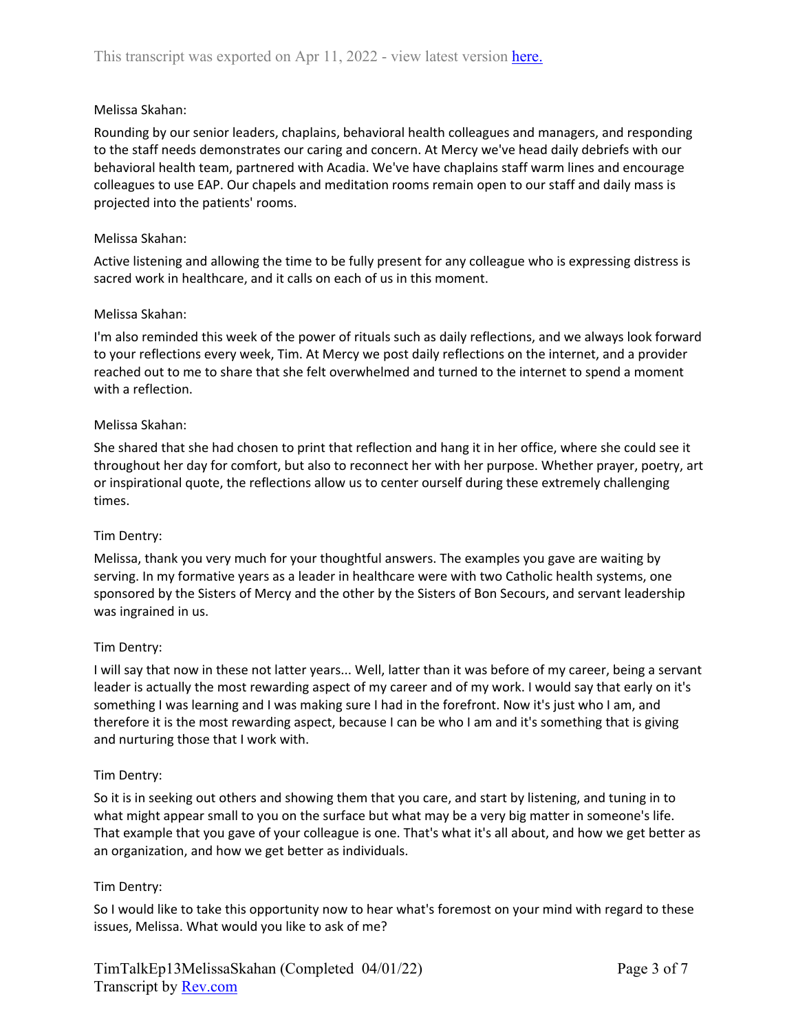Melissa Skahan:

Rounding by our senior leaders, chaplains, behavioral health colleagues and managers, and responding to the staff needs demonstrates our caring and concern. At Mercy we've head daily debriefs with our behavioral health team, partnered with Acadia. We've have chaplains staff warm lines and encourage colleagues to use EAP. Our chapels and meditation rooms remain open to our staff and daily mass is projected into the patients' rooms.

Melissa Skahan:

Active listening and allowing the time to be fully present for any colleague who is expressing distress is sacred work in healthcare, and it calls on each of us in this moment.

Melissa Skahan:

I'm also reminded this week of the power of rituals such as daily reflections, and we always look forward to your reflections every week, Tim. At Mercy we post daily reflections on the internet, and a provider reached out to me to share that she felt overwhelmed and turned to the internet to spend a moment with a reflection.

Melissa Skahan:

She shared that she had chosen to print that reflection and hang it in her office, where she could see it throughout her day for comfort, but also to reconnect her with her purpose. Whether prayer, poetry, art or inspirational quote, the reflections allow us to center ourself during these extremely challenging times.

Tim Dentry:

Melissa, thank you very much for your thoughtful answers. The examples you gave are waiting by serving. In my formative years as a leader in healthcare were with two Catholic health systems, one sponsored by the Sisters of Mercy and the other by the Sisters of Bon Secours, and servant leadership was ingrained in us.

Tim Dentry:

I will say that now in these not latter years... Well, latter than it was before of my career, being a servant leader is actually the most rewarding aspect of my career and of my work. I would say that early on it's something I was learning and I was making sure I had in the forefront. Now it's just who I am, and therefore it is the most rewarding aspect, because I can be who I am and it's something that is giving and nurturing those that I work with.

Tim Dentry:

So it is in seeking out others and showing them that you care, and start by listening, and tuning in to what might appear small to you on the surface but what may be a very big matter in someone's life. That example that you gave of your colleague is one. That's what it's all about, and how we get better as an organization, and how we get better as individuals.

Tim Dentry:

So I would like to take this opportunity now to hear what's foremost on your mind with regard to these issues, Melissa. What would you like to ask of me?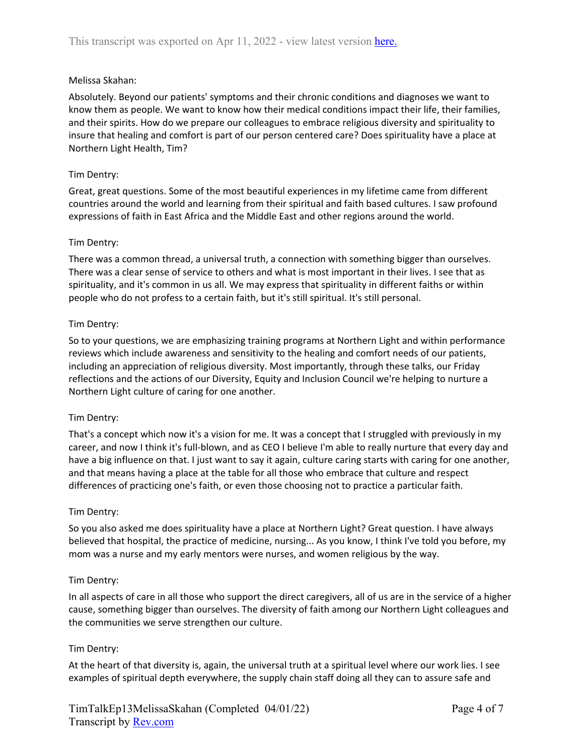Melissa Skahan:

Absolutely. Beyond our patients' symptoms and their chronic conditions and diagnoses we want to know them as people. We want to know how their medical conditions impact their life, their families, and their spirits. How do we prepare our colleagues to embrace religious diversity and spirituality to insure that healing and comfort is part of our person centered care? Does spirituality have a place at Northern Light Health, Tim?

Tim Dentry:

Great, great questions. Some of the most beautiful experiences in my lifetime came from different countries around the world and learning from their spiritual and faith based cultures. I saw profound expressions of faith in East Africa and the Middle East and other regions around the world.

Tim Dentry:

There was a common thread, a universal truth, a connection with something bigger than ourselves. There was a clear sense of service to others and what is most important in their lives. I see that as spirituality, and it's common in us all. We may express that spirituality in different faiths or within people who do not profess to a certain faith, but it's still spiritual. It's still personal.

Tim Dentry:

So to your questions, we are emphasizing training programs at Northern Light and within performance reviews which include awareness and sensitivity to the healing and comfort needs of our patients, including an appreciation of religious diversity. Most importantly, through these talks, our Friday reflections and the actions of our Diversity, Equity and Inclusion Council we're helping to nurture a Northern Light culture of caring for one another.

Tim Dentry:

That's a concept which now it's a vision for me. It was a concept that I struggled with previously in my career, and now I think it's full-blown, and as CEO I believe I'm able to really nurture that every day and have a big influence on that. I just want to say it again, culture caring starts with caring for one another, and that means having a place at the table for all those who embrace that culture and respect differences of practicing one's faith, or even those choosing not to practice a particular faith.

Tim Dentry:

So you also asked me does spirituality have a place at Northern Light? Great question. I have always believed that hospital, the practice of medicine, nursing... As you know, I think I've told you before, my mom was a nurse and my early mentors were nurses, and women religious by the way.

Tim Dentry:

In all aspects of care in all those who support the direct caregivers, all of us are in the service of a higher cause, something bigger than ourselves. The diversity of faith among our Northern Light colleagues and the communities we serve strengthen our culture.

Tim Dentry:

At the heart of that diversity is, again, the universal truth at a spiritual level where our work lies. I see examples of spiritual depth everywhere, the supply chain staff doing all they can to assure safe and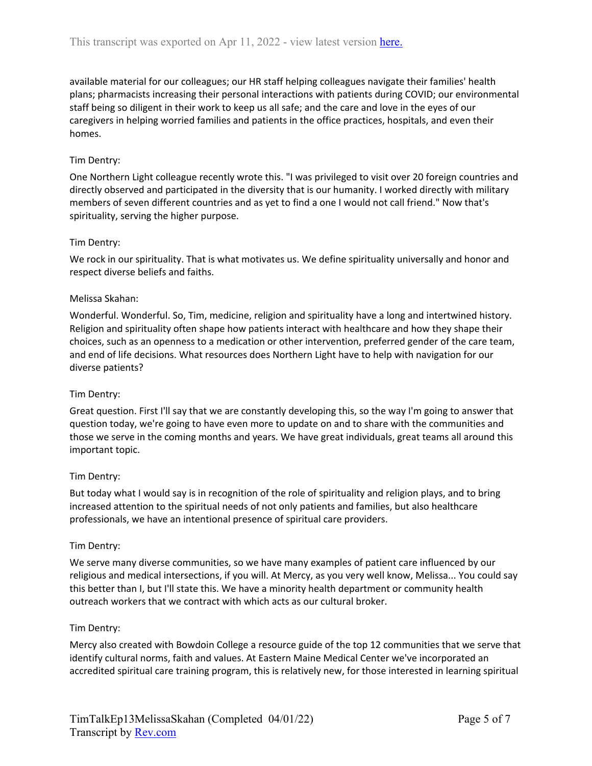available material for our colleagues; our HR staff helping colleagues navigate their families' health plans; pharmacists increasing their personal interactions with patients during COVID; our environmental staff being so diligent in their work to keep us all safe; and the care and love in the eyes of our caregivers in helping worried families and patients in the office practices, hospitals, and even their homes.

Tim Dentry:

One Northern Light colleague recently wrote this. "I was privileged to visit over 20 foreign countries and directly observed and participated in the diversity that is our humanity. I worked directly with military members of seven different countries and as yet to find a one I would not call friend." Now that's spirituality, serving the higher purpose.

Tim Dentry:

We rock in our spirituality. That is what motivates us. We define spirituality universally and honor and respect diverse beliefs and faiths.

Melissa Skahan:

Wonderful. Wonderful. So, Tim, medicine, religion and spirituality have a long and intertwined history. Religion and spirituality often shape how patients interact with healthcare and how they shape their choices, such as an openness to a medication or other intervention, preferred gender of the care team, and end of life decisions. What resources does Northern Light have to help with navigation for our diverse patients?

Tim Dentry:

Great question. First I'll say that we are constantly developing this, so the way I'm going to answer that question today, we're going to have even more to update on and to share with the communities and those we serve in the coming months and years. We have great individuals, great teams all around this important topic.

Tim Dentry:

But today what I would say is in recognition of the role of spirituality and religion plays, and to bring increased attention to the spiritual needs of not only patients and families, but also healthcare professionals, we have an intentional presence of spiritual care providers.

Tim Dentry:

We serve many diverse communities, so we have many examples of patient care influenced by our religious and medical intersections, if you will. At Mercy, as you very well know, Melissa... You could say this better than I, but I'll state this. We have a minority health department or community health outreach workers that we contract with which acts as our cultural broker.

Tim Dentry:

Mercy also created with Bowdoin College a resource guide of the top 12 communities that we serve that identify cultural norms, faith and values. At Eastern Maine Medical Center we've incorporated an accredited spiritual care training program, this is relatively new, for those interested in learning spiritual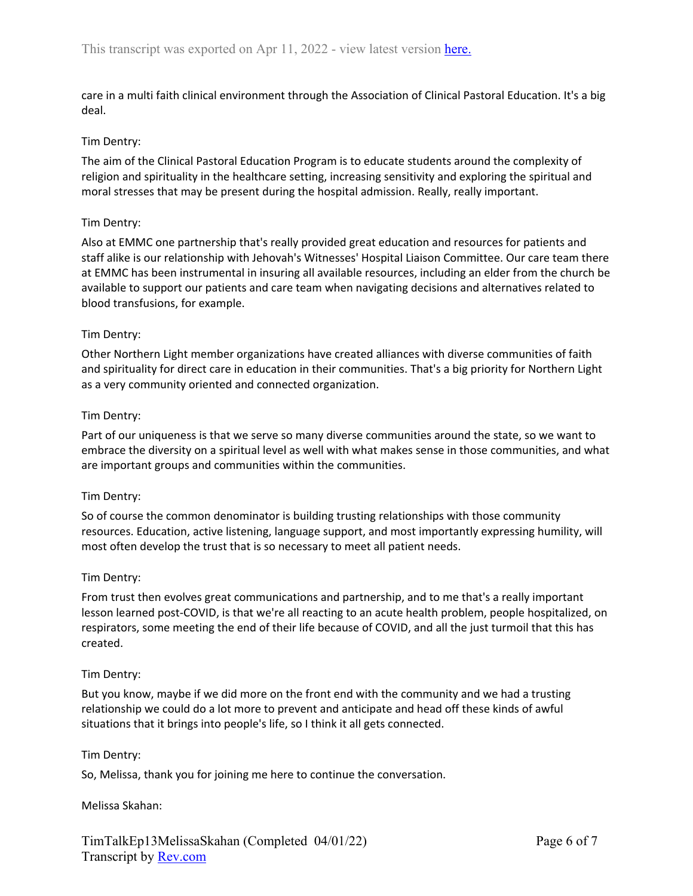care in a multi faith clinical environment through the Association of Clinical Pastoral Education. It's a big deal.

Tim Dentry:

The aim of the Clinical Pastoral Education Program is to educate students around the complexity of religion and spirituality in the healthcare setting, increasing sensitivity and exploring the spiritual and moral stresses that may be present during the hospital admission. Really, really important.

Tim Dentry:

Also at EMMC one partnership that's really provided great education and resources for patients and staff alike is our relationship with Jehovah's Witnesses' Hospital Liaison Committee. Our care team there at EMMC has been instrumental in insuring all available resources, including an elder from the church be available to support our patients and care team when navigating decisions and alternatives related to blood transfusions, for example.

Tim Dentry:

Other Northern Light member organizations have created alliances with diverse communities of faith and spirituality for direct care in education in their communities. That's a big priority for Northern Light as a very community oriented and connected organization.

Tim Dentry:

Part of our uniqueness is that we serve so many diverse communities around the state, so we want to embrace the diversity on a spiritual level as well with what makes sense in those communities, and what are important groups and communities within the communities.

Tim Dentry:

So of course the common denominator is building trusting relationships with those community resources. Education, active listening, language support, and most importantly expressing humility, will most often develop the trust that is so necessary to meet all patient needs.

Tim Dentry:

From trust then evolves great communications and partnership, and to me that's a really important lesson learned post-COVID, is that we're all reacting to an acute health problem, people hospitalized, on respirators, some meeting the end of their life because of COVID, and all the just turmoil that this has created.

Tim Dentry:

But you know, maybe if we did more on the front end with the community and we had a trusting relationship we could do a lot more to prevent and anticipate and head off these kinds of awful situations that it brings into people's life, so I think it all gets connected.

Tim Dentry:

So, Melissa, thank you for joining me here to continue the conversation.

Melissa Skahan: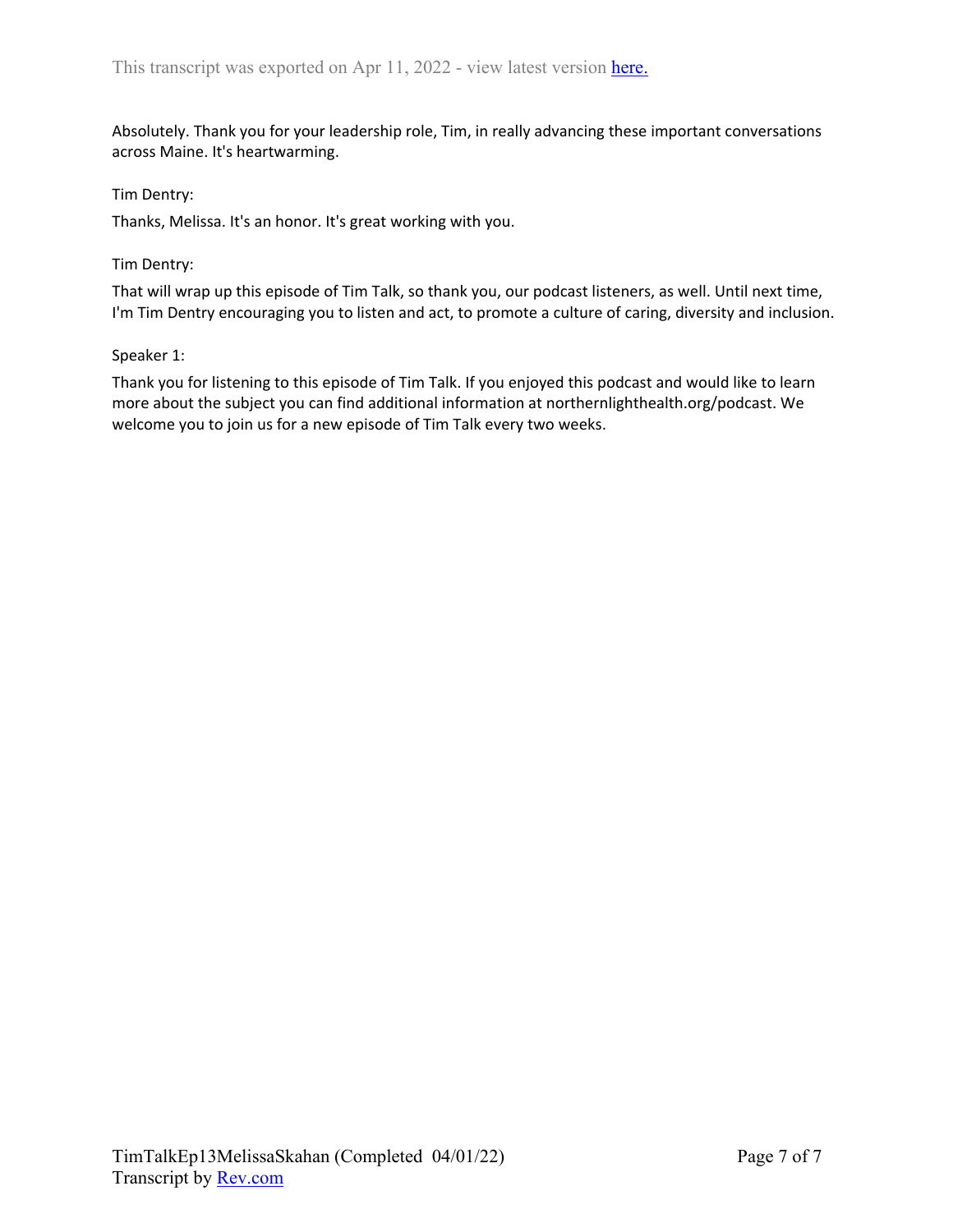Absolutely. Thank you for your leadership role, Tim, in really advancing these important conversations across Maine. It's heartwarming.

Tim Dentry:

Thanks, Melissa. It's an honor. It's great working with you.

Tim Dentry:

That will wrap up this episode of Tim Talk, so thank you, our podcast listeners, as well. Until next time, I'm Tim Dentry encouraging you to listen and act, to promote a culture of caring, diversity and inclusion.

Speaker 1:

Thank you for listening to this episode of Tim Talk. If you enjoyed this podcast and would like to learn more about the subject you can find additional information at northernlighthealth.org/podcast. We welcome you to join us for a new episode of Tim Talk every two weeks.